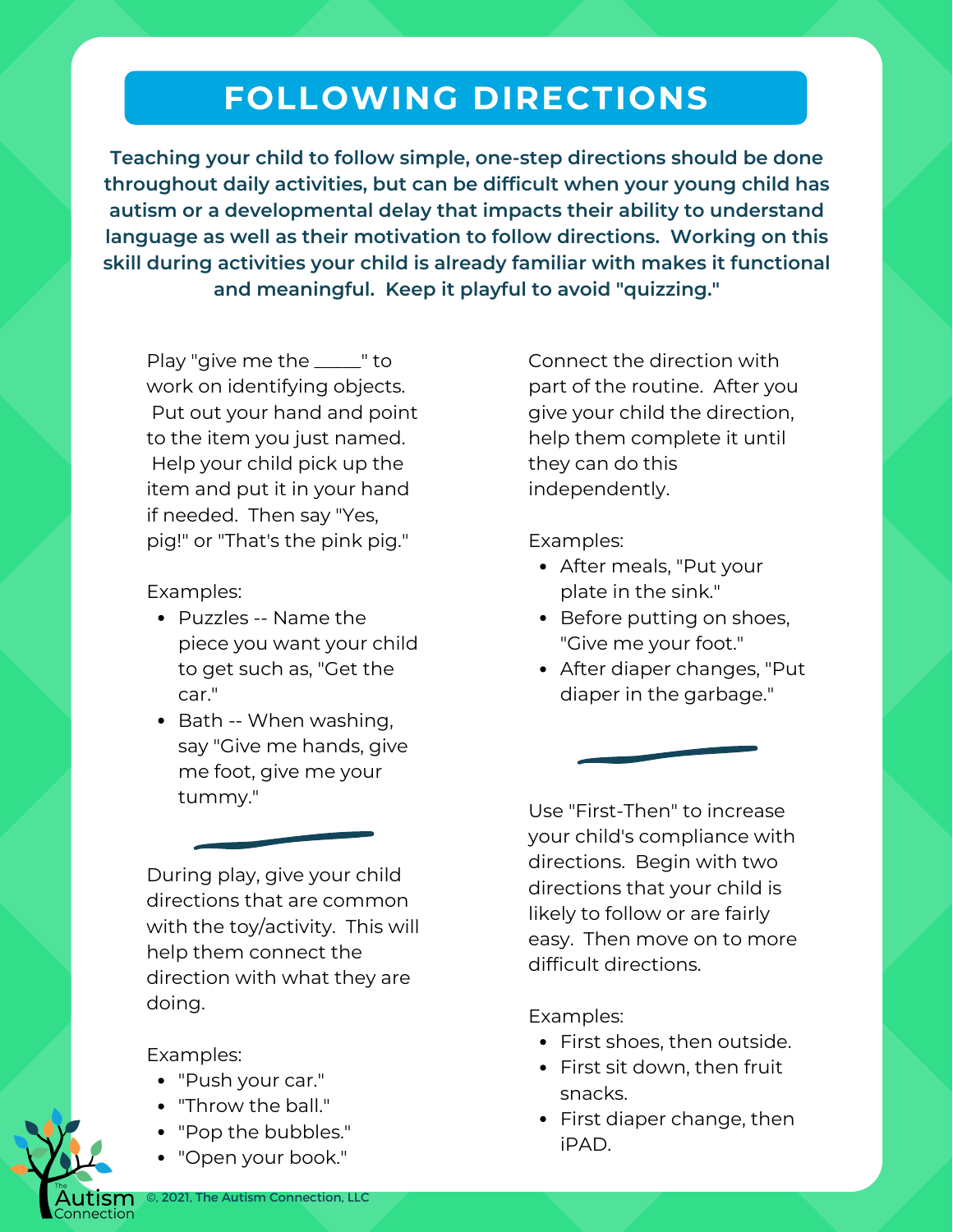# FOLLOWING DIRECTIONS

**Teaching your child to follow simple, one-step directions should be done throughout daily activities, but can be difficult when your young child has autism or a developmental delay that impacts their ability to understand language as well as their motivation to follow directions. Working on this skill during activities your child is already familiar with makes it functional and meaningful. Keep it playful to avoid "quizzing."**

Play "give me the _____" to work on identifying objects. Put out your hand and point to the item you just named. Help your child pick up the item and put it in your hand if needed. Then say "Yes, pig!" or "That's the pink pig."

Examples:

- Puzzles -- Name the piece you want your child to get such as, "Get the car."
- Bath -- When washing, say "Give me hands, give me foot, give me your tummy."

During play, give your child directions that are common with the toy/activity. This will help them connect the direction with what they are doing.

Examples:

- "Push your car."
- "Throw the ball."
- "Pop the bubbles."
- "Open your book."

Connect the direction with part of the routine. After you give your child the direction, help them complete it until they can do this independently.

Examples:

- After meals, "Put your plate in the sink."
- Before putting on shoes, "Give me your foot."
- After diaper changes, "Put diaper in the garbage."

Use "First-Then" to increase your child's compliance with directions. Begin with two directions that your child is likely to follow or are fairly easy. Then move on to more difficult directions.

Examples:

- First shoes, then outside.
- First sit down, then fruit snacks.
- First diaper change, then iPAD.

©, 2021, The Autism Connection, LLC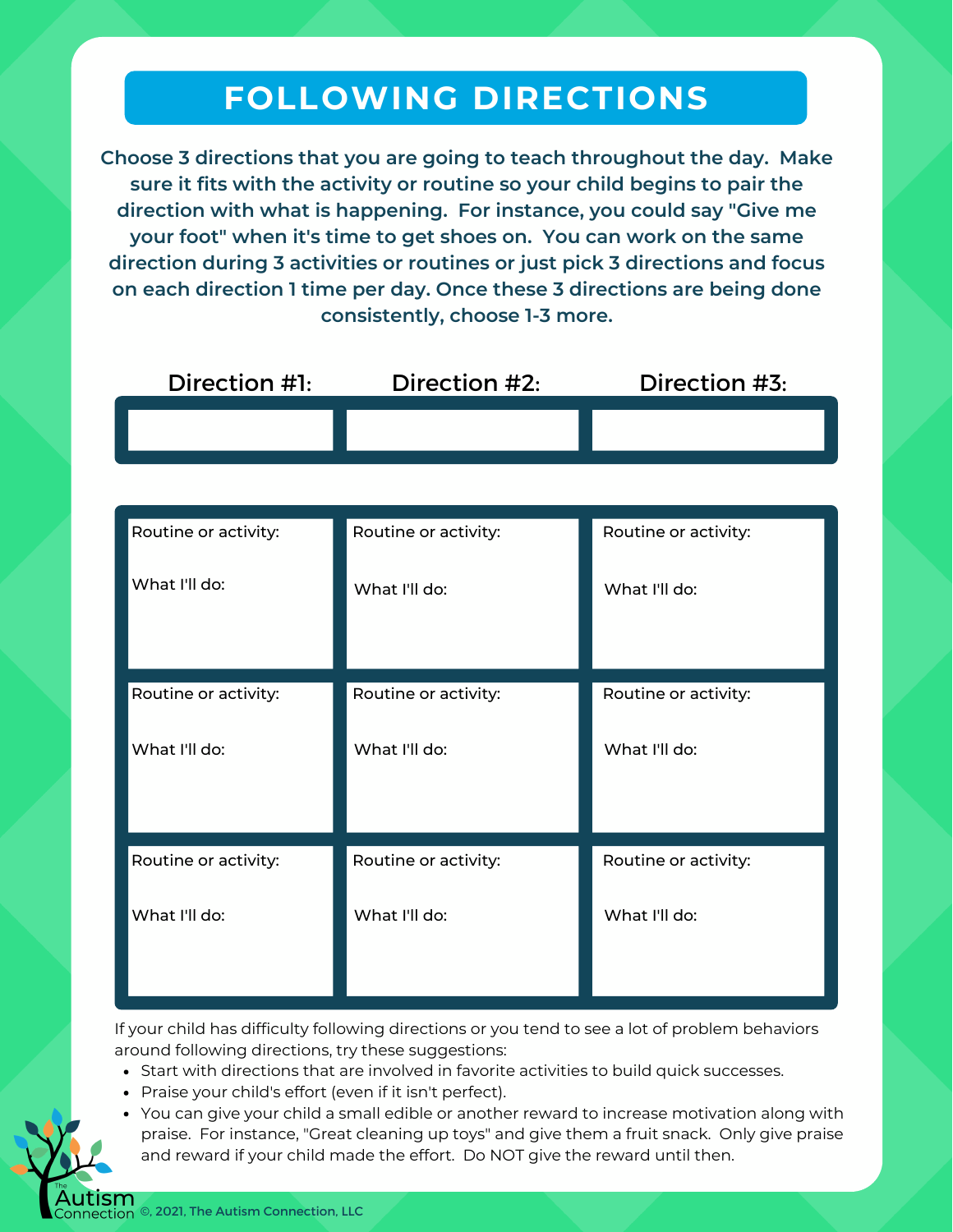# FOLLOWING DIRECTIONS

**Choose 3 directions that you are going to teach throughout the day. Make sure it fits with the activity or routine so your child begins to pair the direction with what is happening. For instance, you could say "Give me your foot" when it's time to get shoes on. You can work on the same direction during 3 activities or routines or just pick 3 directions and focus on each direction 1 time per day. Once these 3 directions are being done consistently, choose 1-3 more.**

| Direction #1: | Direction #2: | Direction #3: |
|---|---|---|
| | | |

| | | |
|---|---|---|
| Routine or activity:<br><br>What I'll do: | Routine or activity:<br><br>What I'll do: | Routine or activity:<br><br>What I'll do: |
| Routine or activity:<br><br>What I'll do: | Routine or activity:<br><br>What I'll do: | Routine or activity:<br><br>What I'll do: |
| Routine or activity:<br><br>What I'll do: | Routine or activity:<br><br>What I'll do: | Routine or activity:<br><br>What I'll do: |

If your child has difficulty following directions or you tend to see a lot of problem behaviors around following directions, try these suggestions:

- Start with directions that are involved in favorite activities to build quick successes.
- Praise your child's effort (even if it isn't perfect).
- You can give your child a small edible or another reward to increase motivation along with praise. For instance, "Great cleaning up toys" and give them a fruit snack. Only give praise and reward if your child made the effort. Do NOT give the reward until then.

The Autism Connection ©, 2021, The Autism Connection, LLC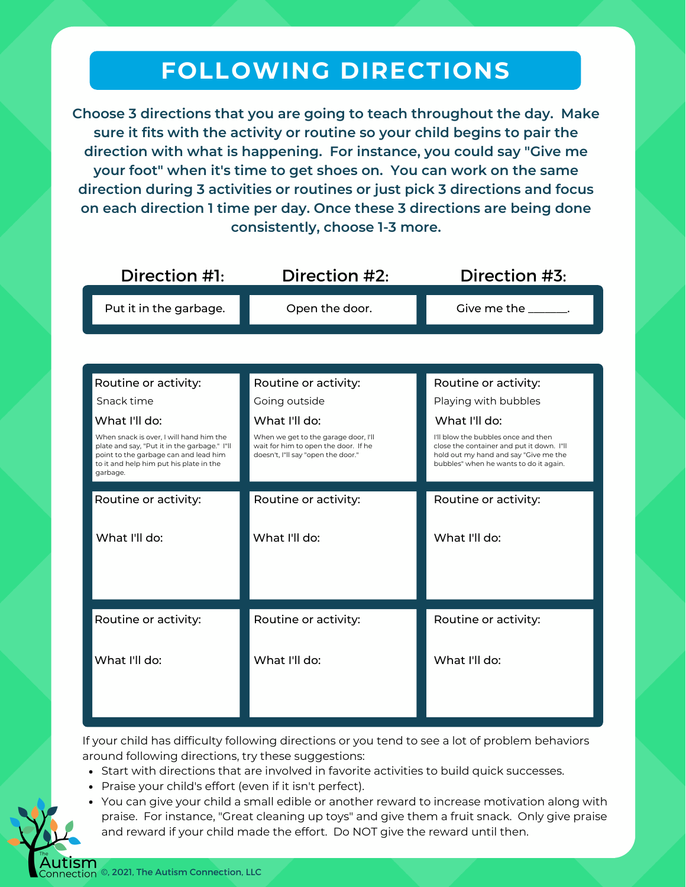# FOLLOWING DIRECTIONS

**Choose 3 directions that you are going to teach throughout the day. Make sure it fits with the activity or routine so your child begins to pair the direction with what is happening. For instance, you could say "Give me your foot" when it's time to get shoes on. You can work on the same direction during 3 activities or routines or just pick 3 directions and focus on each direction 1 time per day. Once these 3 directions are being done consistently, choose 1-3 more.**

| Direction #1: | Direction #2: | Direction #3: |
| --- | --- | --- |
| Put it in the garbage. | Open the door. | Give me the _______. |

| | | |
| --- | --- | --- |
| Routine or activity: Snack time<br>What I'll do: When snack is over, I will hand him the plate and say, "Put it in the garbage." I'll point to the garbage can and lead him to it and help him put his plate in the garbage. | Routine or activity: Going outside<br>What I'll do: When we get to the garage door, I'll wait for him to open the door. If he doesn't, I'll say "open the door." | Routine or activity: Playing with bubbles<br>What I'll do: I'll blow the bubbles once and then close the container and put it down. I'll hold out my hand and say "Give me the bubbles" when he wants to do it again. |
| Routine or activity:<br>What I'll do: | Routine or activity:<br>What I'll do: | Routine or activity:<br>What I'll do: |
| Routine or activity:<br>What I'll do: | Routine or activity:<br>What I'll do: | Routine or activity:<br>What I'll do: |

If your child has difficulty following directions or you tend to see a lot of problem behaviors around following directions, try these suggestions:

- Start with directions that are involved in favorite activities to build quick successes.
- Praise your child's effort (even if it isn't perfect).
- You can give your child a small edible or another reward to increase motivation along with praise. For instance, "Great cleaning up toys" and give them a fruit snack. Only give praise and reward if your child made the effort. Do NOT give the reward until then.

The Autism Connection ©, 2021, The Autism Connection, LLC